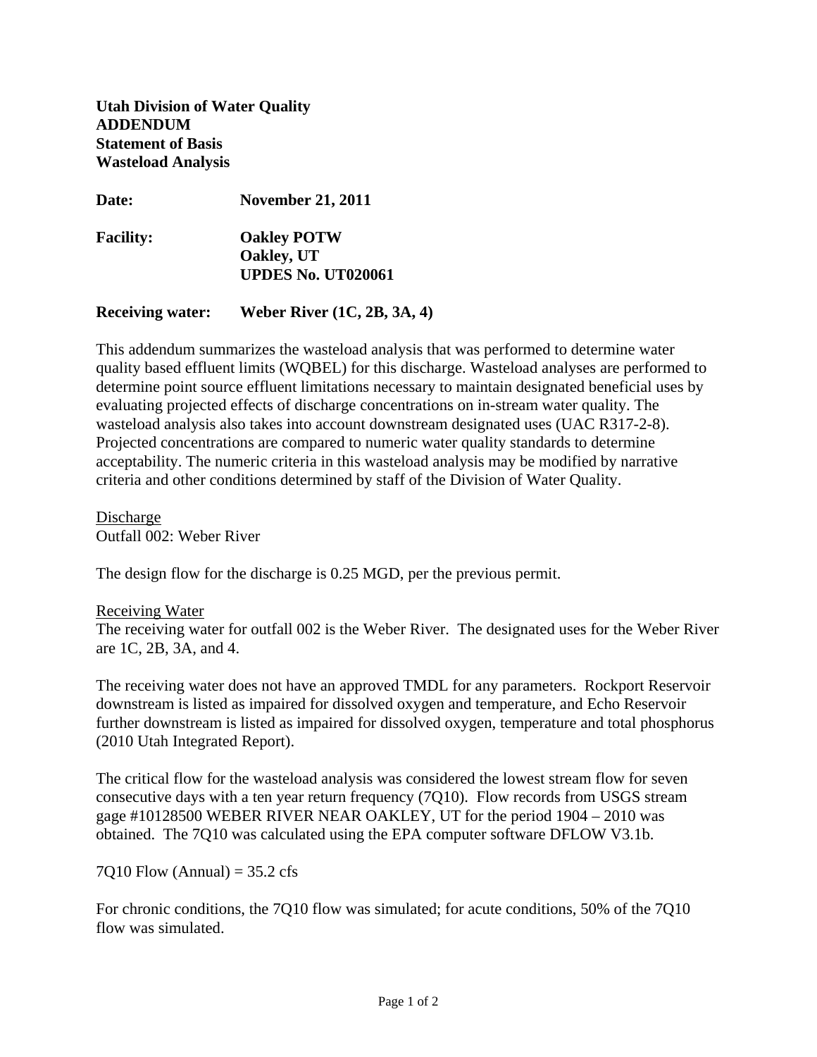**Utah Division of Water Quality**
**ADDENDUM**
**Statement of Basis**
**Wasteload Analysis**

**Date:** **November 21, 2011**

**Facility:** **Oakley POTW**
**Oakley, UT**
**UPDES No. UT020061**

**Receiving water:** **Weber River (1C, 2B, 3A, 4)**

This addendum summarizes the wasteload analysis that was performed to determine water quality based effluent limits (WQBEL) for this discharge. Wasteload analyses are performed to determine point source effluent limitations necessary to maintain designated beneficial uses by evaluating projected effects of discharge concentrations on in-stream water quality. The wasteload analysis also takes into account downstream designated uses (UAC R317-2-8). Projected concentrations are compared to numeric water quality standards to determine acceptability. The numeric criteria in this wasteload analysis may be modified by narrative criteria and other conditions determined by staff of the Division of Water Quality.

Discharge
Outfall 002: Weber River

The design flow for the discharge is 0.25 MGD, per the previous permit.

Receiving Water
The receiving water for outfall 002 is the Weber River. The designated uses for the Weber River are 1C, 2B, 3A, and 4.

The receiving water does not have an approved TMDL for any parameters. Rockport Reservoir downstream is listed as impaired for dissolved oxygen and temperature, and Echo Reservoir further downstream is listed as impaired for dissolved oxygen, temperature and total phosphorus (2010 Utah Integrated Report).

The critical flow for the wasteload analysis was considered the lowest stream flow for seven consecutive days with a ten year return frequency (7Q10). Flow records from USGS stream gage #10128500 WEBER RIVER NEAR OAKLEY, UT for the period 1904 – 2010 was obtained. The 7Q10 was calculated using the EPA computer software DFLOW V3.1b.

7Q10 Flow (Annual) = 35.2 cfs

For chronic conditions, the 7Q10 flow was simulated; for acute conditions, 50% of the 7Q10 flow was simulated.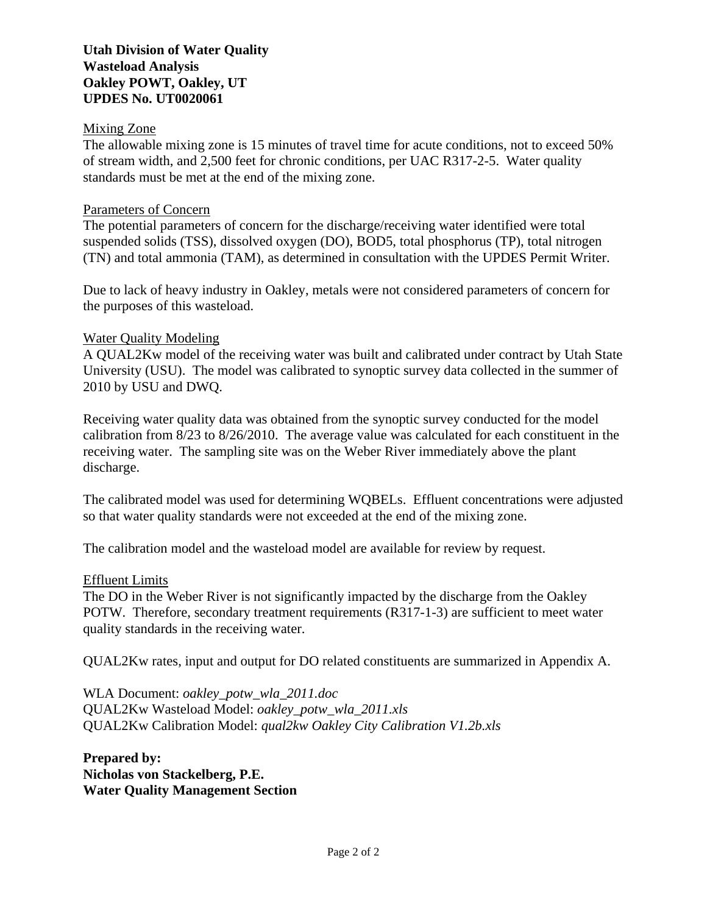**Utah Division of Water Quality**
**Wasteload Analysis**
**Oakley POWT, Oakley, UT**
**UPDES No. UT0020061**

Mixing Zone

The allowable mixing zone is 15 minutes of travel time for acute conditions, not to exceed 50% of stream width, and 2,500 feet for chronic conditions, per UAC R317-2-5. Water quality standards must be met at the end of the mixing zone.

Parameters of Concern

The potential parameters of concern for the discharge/receiving water identified were total suspended solids (TSS), dissolved oxygen (DO), BOD5, total phosphorus (TP), total nitrogen (TN) and total ammonia (TAM), as determined in consultation with the UPDES Permit Writer.

Due to lack of heavy industry in Oakley, metals were not considered parameters of concern for the purposes of this wasteload.

Water Quality Modeling

A QUAL2Kw model of the receiving water was built and calibrated under contract by Utah State University (USU). The model was calibrated to synoptic survey data collected in the summer of 2010 by USU and DWQ.

Receiving water quality data was obtained from the synoptic survey conducted for the model calibration from 8/23 to 8/26/2010. The average value was calculated for each constituent in the receiving water. The sampling site was on the Weber River immediately above the plant discharge.

The calibrated model was used for determining WQBELs. Effluent concentrations were adjusted so that water quality standards were not exceeded at the end of the mixing zone.

The calibration model and the wasteload model are available for review by request.

Effluent Limits

The DO in the Weber River is not significantly impacted by the discharge from the Oakley POTW. Therefore, secondary treatment requirements (R317-1-3) are sufficient to meet water quality standards in the receiving water.

QUAL2Kw rates, input and output for DO related constituents are summarized in Appendix A.

WLA Document: *oakley_potw_wla_2011.doc*
QUAL2Kw Wasteload Model: *oakley_potw_wla_2011.xls*
QUAL2Kw Calibration Model: *qual2kw Oakley City Calibration V1.2b.xls*

**Prepared by:**
**Nicholas von Stackelberg, P.E.**
**Water Quality Management Section**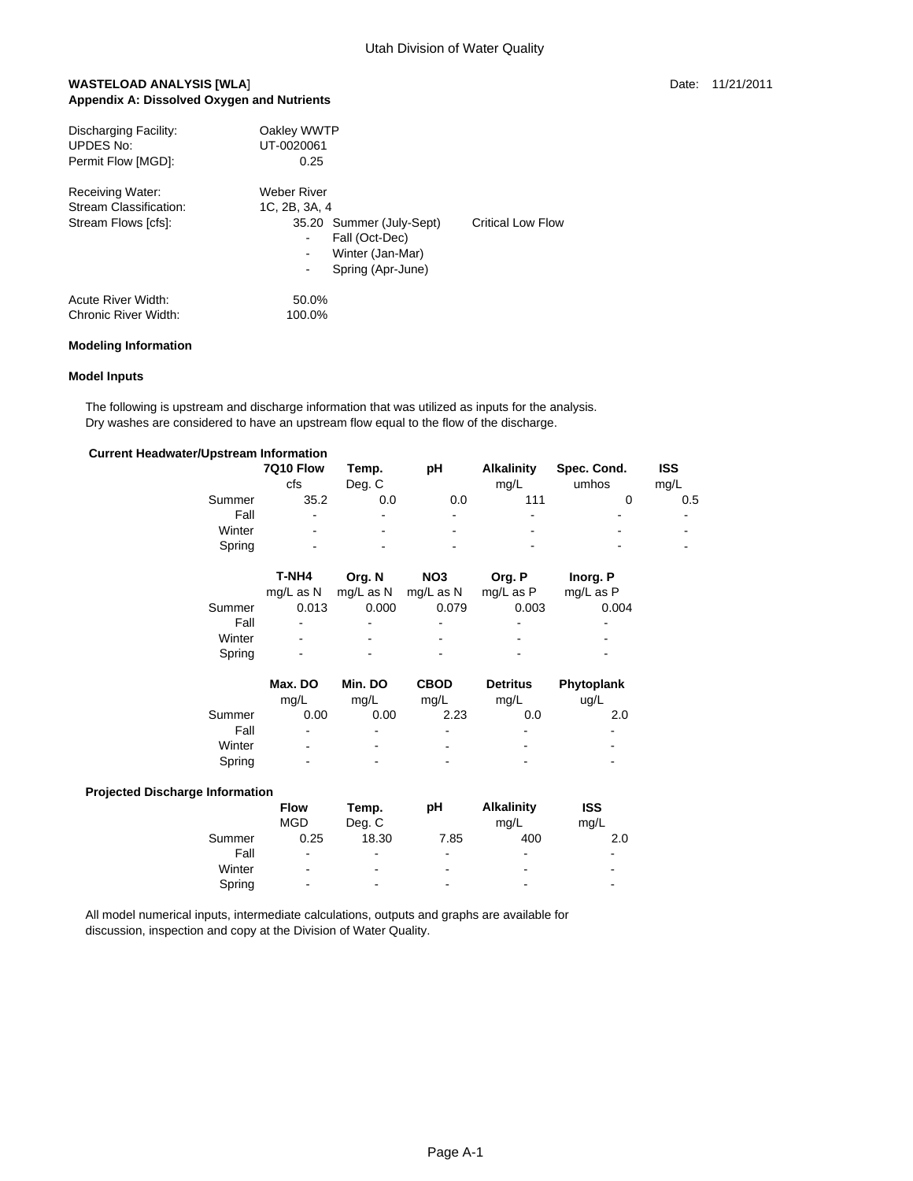Utah Division of Water Quality

**WASTELOAD ANALYSIS [WLA]** Date: 11/21/2011
**Appendix A: Dissolved Oxygen and Nutrients**

| | |
|---|---|
| Discharging Facility: | Oakley WWTP |
| UPDES No: | UT-0020061 |
| Permit Flow [MGD]: | 0.25 |

| | | | |
|---|---|---|---|
| Receiving Water: | Weber River | | |
| Stream Classification: | 1C, 2B, 3A, 4 | | |
| Stream Flows [cfs]: | 35.20 | Summer (July-Sept) | Critical Low Flow |
| | - | Fall (Oct-Dec) | |
| | - | Winter (Jan-Mar) | |
| | - | Spring (Apr-June) | |

| | |
|---|---|
| Acute River Width: | 50.0% |
| Chronic River Width: | 100.0% |

**Modeling Information**

**Model Inputs**

The following is upstream and discharge information that was utilized as inputs for the analysis.
Dry washes are considered to have an upstream flow equal to the flow of the discharge.

**Current Headwater/Upstream Information**

| | 7Q10 Flow | Temp. | pH | Alkalinity | Spec. Cond. | ISS |
|---|---|---|---|---|---|---|
| | cfs | Deg. C | | mg/L | umhos | mg/L |
| Summer | 35.2 | 0.0 | 0.0 | 111 | 0 | 0.5 |
| Fall | - | - | - | - | - | - |
| Winter | - | - | - | - | - | - |
| Spring | - | - | - | - | - | - |

| | T-NH4 | Org. N | NO3 | Org. P | Inorg. P |
|---|---|---|---|---|---|
| | mg/L as N | mg/L as N | mg/L as N | mg/L as P | mg/L as P |
| Summer | 0.013 | 0.000 | 0.079 | 0.003 | 0.004 |
| Fall | - | - | - | - | - |
| Winter | - | - | - | - | - |
| Spring | - | - | - | - | - |

| | Max. DO | Min. DO | CBOD | Detritus | Phytoplank |
|---|---|---|---|---|---|
| | mg/L | mg/L | mg/L | mg/L | ug/L |
| Summer | 0.00 | 0.00 | 2.23 | 0.0 | 2.0 |
| Fall | - | - | - | - | - |
| Winter | - | - | - | - | - |
| Spring | - | - | - | - | - |

**Projected Discharge Information**

| | Flow | Temp. | pH | Alkalinity | ISS |
|---|---|---|---|---|---|
| | MGD | Deg. C | | mg/L | mg/L |
| Summer | 0.25 | 18.30 | 7.85 | 400 | 2.0 |
| Fall | - | - | - | - | - |
| Winter | - | - | - | - | - |
| Spring | - | - | - | - | - |

All model numerical inputs, intermediate calculations, outputs and graphs are available for discussion, inspection and copy at the Division of Water Quality.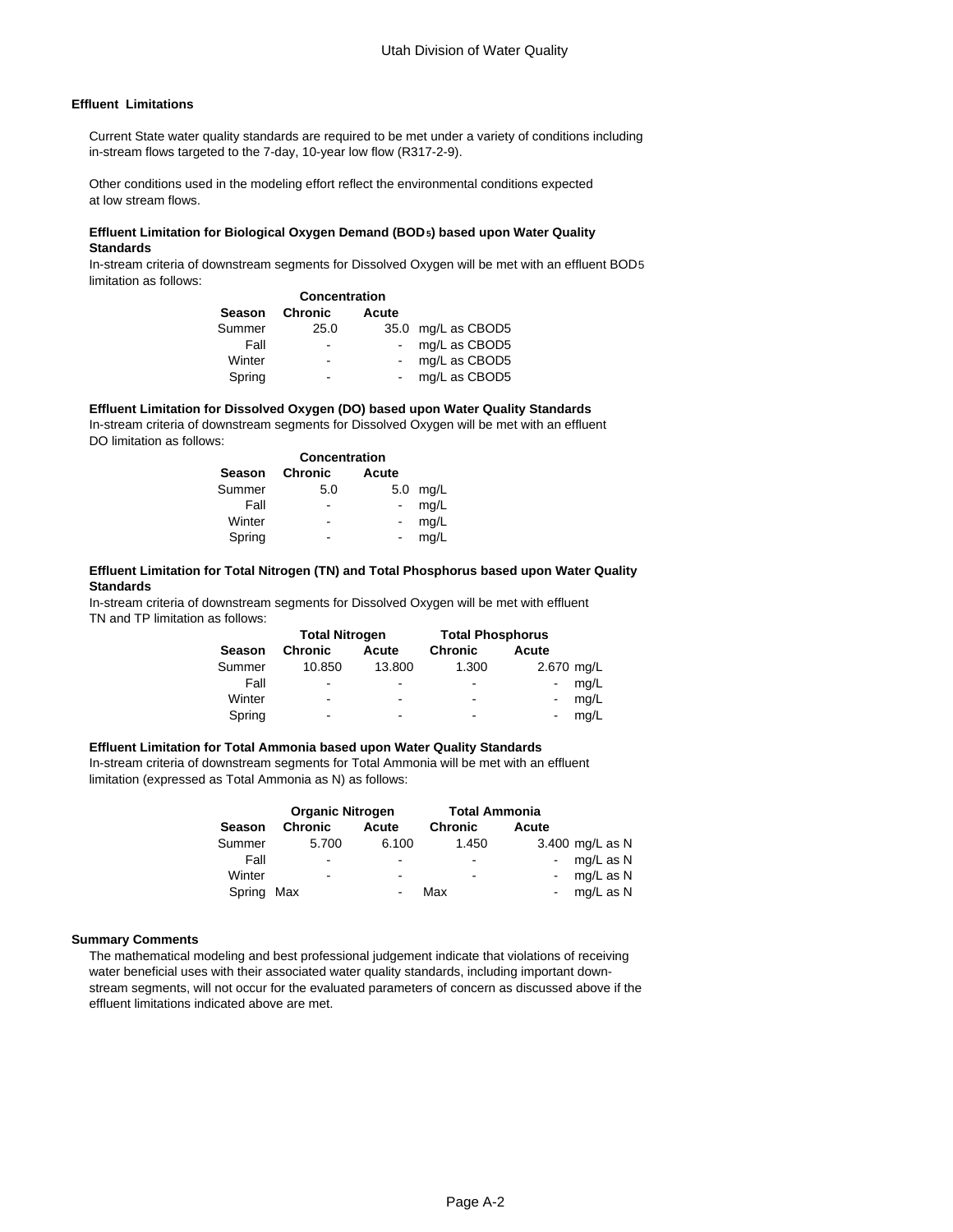## Effluent Limitations

Current State water quality standards are required to be met under a variety of conditions including in-stream flows targeted to the 7-day, 10-year low flow (R317-2-9).

Other conditions used in the modeling effort reflect the environmental conditions expected at low stream flows.

### Effluent Limitation for Biological Oxygen Demand ($BOD_5$) based upon Water Quality Standards

In-stream criteria of downstream segments for Dissolved Oxygen will be met with an effluent $BOD_5$ limitation as follows:

| | Concentration | | |
|---|---|---|---|
| **Season** | **Chronic** | **Acute** | |
| Summer | 25.0 | 35.0 | mg/L as CBOD5 |
| Fall | - | - | mg/L as CBOD5 |
| Winter | - | - | mg/L as CBOD5 |
| Spring | - | - | mg/L as CBOD5 |

### Effluent Limitation for Dissolved Oxygen (DO) based upon Water Quality Standards

In-stream criteria of downstream segments for Dissolved Oxygen will be met with an effluent DO limitation as follows:

| | Concentration | | |
|---|---|---|---|
| **Season** | **Chronic** | **Acute** | |
| Summer | 5.0 | 5.0 | mg/L |
| Fall | - | - | mg/L |
| Winter | - | - | mg/L |
| Spring | - | - | mg/L |

### Effluent Limitation for Total Nitrogen (TN) and Total Phosphorus based upon Water Quality Standards

In-stream criteria of downstream segments for Dissolved Oxygen will be met with effluent TN and TP limitation as follows:

| | Total Nitrogen | | Total Phosphorus | | |
|---|---|---|---|---|---|
| **Season** | **Chronic** | **Acute** | **Chronic** | **Acute** | |
| Summer | 10.850 | 13.800 | 1.300 | 2.670 | mg/L |
| Fall | - | - | - | - | mg/L |
| Winter | - | - | - | - | mg/L |
| Spring | - | - | - | - | mg/L |

### Effluent Limitation for Total Ammonia based upon Water Quality Standards

In-stream criteria of downstream segments for Total Ammonia will be met with an effluent limitation (expressed as Total Ammonia as N) as follows:

| | Organic Nitrogen | | Total Ammonia | | |
|---|---|---|---|---|---|
| **Season** | **Chronic** | **Acute** | **Chronic** | **Acute** | |
| Summer | 5.700 | 6.100 | 1.450 | 3.400 | mg/L as N |
| Fall | - | - | - | - | mg/L as N |
| Winter | - | - | - | - | mg/L as N |
| Spring | Max | - | Max | - | mg/L as N |

## Summary Comments

The mathematical modeling and best professional judgement indicate that violations of receiving water beneficial uses with their associated water quality standards, including important downstream segments, will not occur for the evaluated parameters of concern as discussed above if the effluent limitations indicated above are met.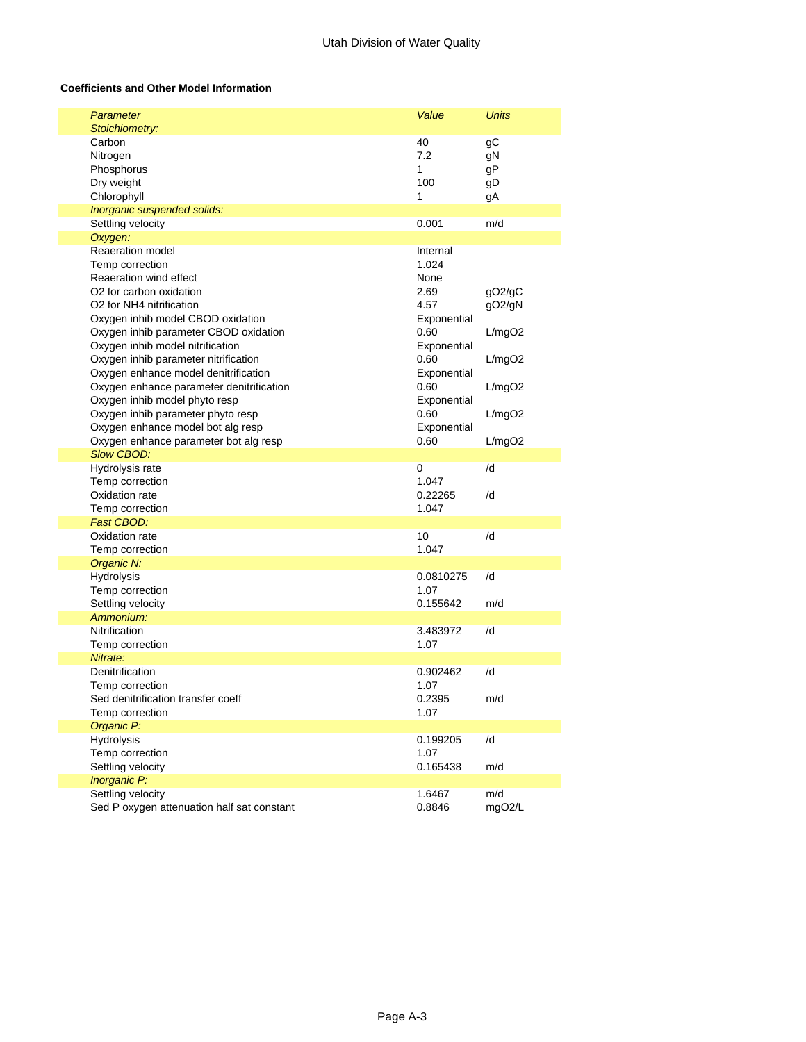**Coefficients and Other Model Information**

| *Parameter* | *Value* | *Units* |
|---|---|---|
| *Stoichiometry:* | | |
| Carbon | 40 | gC |
| Nitrogen | 7.2 | gN |
| Phosphorus | 1 | gP |
| Dry weight | 100 | gD |
| Chlorophyll | 1 | gA |
| *Inorganic suspended solids:* | | |
| Settling velocity | 0.001 | m/d |
| *Oxygen:* | | |
| Reaeration model | Internal | |
| Temp correction | 1.024 | |
| Reaeration wind effect | None | |
| O2 for carbon oxidation | 2.69 | gO2/gC |
| O2 for NH4 nitrification | 4.57 | gO2/gN |
| Oxygen inhib model CBOD oxidation | Exponential | |
| Oxygen inhib parameter CBOD oxidation | 0.60 | L/mgO2 |
| Oxygen inhib model nitrification | Exponential | |
| Oxygen inhib parameter nitrification | 0.60 | L/mgO2 |
| Oxygen enhance model denitrification | Exponential | |
| Oxygen enhance parameter denitrification | 0.60 | L/mgO2 |
| Oxygen inhib model phyto resp | Exponential | |
| Oxygen inhib parameter phyto resp | 0.60 | L/mgO2 |
| Oxygen enhance model bot alg resp | Exponential | |
| Oxygen enhance parameter bot alg resp | 0.60 | L/mgO2 |
| *Slow CBOD:* | | |
| Hydrolysis rate | 0 | /d |
| Temp correction | 1.047 | |
| Oxidation rate | 0.22265 | /d |
| Temp correction | 1.047 | |
| *Fast CBOD:* | | |
| Oxidation rate | 10 | /d |
| Temp correction | 1.047 | |
| *Organic N:* | | |
| Hydrolysis | 0.0810275 | /d |
| Temp correction | 1.07 | |
| Settling velocity | 0.155642 | m/d |
| *Ammonium:* | | |
| Nitrification | 3.483972 | /d |
| Temp correction | 1.07 | |
| *Nitrate:* | | |
| Denitrification | 0.902462 | /d |
| Temp correction | 1.07 | |
| Sed denitrification transfer coeff | 0.2395 | m/d |
| Temp correction | 1.07 | |
| *Organic P:* | | |
| Hydrolysis | 0.199205 | /d |
| Temp correction | 1.07 | |
| Settling velocity | 0.165438 | m/d |
| *Inorganic P:* | | |
| Settling velocity | 1.6467 | m/d |
| Sed P oxygen attenuation half sat constant | 0.8846 | mgO2/L |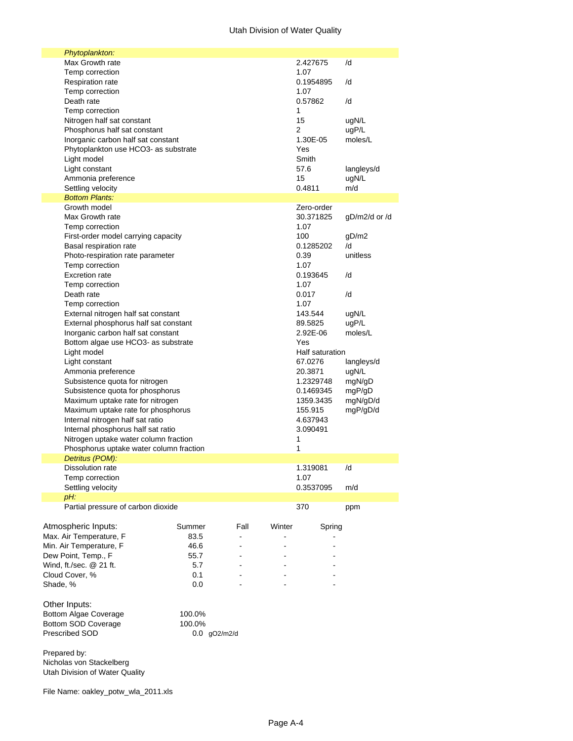Utah Division of Water Quality

| | | |
|---|---|---|
| *Phytoplankton:* | | |
| Max Growth rate | 2.427675 | /d |
| Temp correction | 1.07 | |
| Respiration rate | 0.1954895 | /d |
| Temp correction | 1.07 | |
| Death rate | 0.57862 | /d |
| Temp correction | 1 | |
| Nitrogen half sat constant | 15 | ugN/L |
| Phosphorus half sat constant | 2 | ugP/L |
| Inorganic carbon half sat constant | 1.30E-05 | moles/L |
| Phytoplankton use HCO3- as substrate | Yes | |
| Light model | Smith | |
| Light constant | 57.6 | langleys/d |
| Ammonia preference | 15 | ugN/L |
| Settling velocity | 0.4811 | m/d |
| *Bottom Plants:* | | |
| Growth model | Zero-order | |
| Max Growth rate | 30.371825 | gD/m2/d or /d |
| Temp correction | 1.07 | |
| First-order model carrying capacity | 100 | gD/m2 |
| Basal respiration rate | 0.1285202 | /d |
| Photo-respiration rate parameter | 0.39 | unitless |
| Temp correction | 1.07 | |
| Excretion rate | 0.193645 | /d |
| Temp correction | 1.07 | |
| Death rate | 0.017 | /d |
| Temp correction | 1.07 | |
| External nitrogen half sat constant | 143.544 | ugN/L |
| External phosphorus half sat constant | 89.5825 | ugP/L |
| Inorganic carbon half sat constant | 2.92E-06 | moles/L |
| Bottom algae use HCO3- as substrate | Yes | |
| Light model | Half saturation | |
| Light constant | 67.0276 | langleys/d |
| Ammonia preference | 20.3871 | ugN/L |
| Subsistence quota for nitrogen | 1.2329748 | mgN/gD |
| Subsistence quota for phosphorus | 0.1469345 | mgP/gD |
| Maximum uptake rate for nitrogen | 1359.3435 | mgN/gD/d |
| Maximum uptake rate for phosphorus | 155.915 | mgP/gD/d |
| Internal nitrogen half sat ratio | 4.637943 | |
| Internal phosphorus half sat ratio | 3.090491 | |
| Nitrogen uptake water column fraction | 1 | |
| Phosphorus uptake water column fraction | 1 | |
| *Detritus (POM):* | | |
| Dissolution rate | 1.319081 | /d |
| Temp correction | 1.07 | |
| Settling velocity | 0.3537095 | m/d |
| *pH:* | | |
| Partial pressure of carbon dioxide | 370 | ppm |

| Atmospheric Inputs: | Summer | Fall | Winter | Spring |
|---|---|---|---|---|
| Max. Air Temperature, F | 83.5 | - | - | - |
| Min. Air Temperature, F | 46.6 | - | - | - |
| Dew Point, Temp., F | 55.7 | - | - | - |
| Wind, ft./sec. @ 21 ft. | 5.7 | - | - | - |
| Cloud Cover, % | 0.1 | - | - | - |
| Shade, % | 0.0 | - | - | - |

| Other Inputs: | |
|---|---|
| Bottom Algae Coverage | 100.0% |
| Bottom SOD Coverage | 100.0% |
| Prescribed SOD | 0.0 gO2/m2/d |

Prepared by:
Nicholas von Stackelberg
Utah Division of Water Quality

File Name: oakley_potw_wla_2011.xls